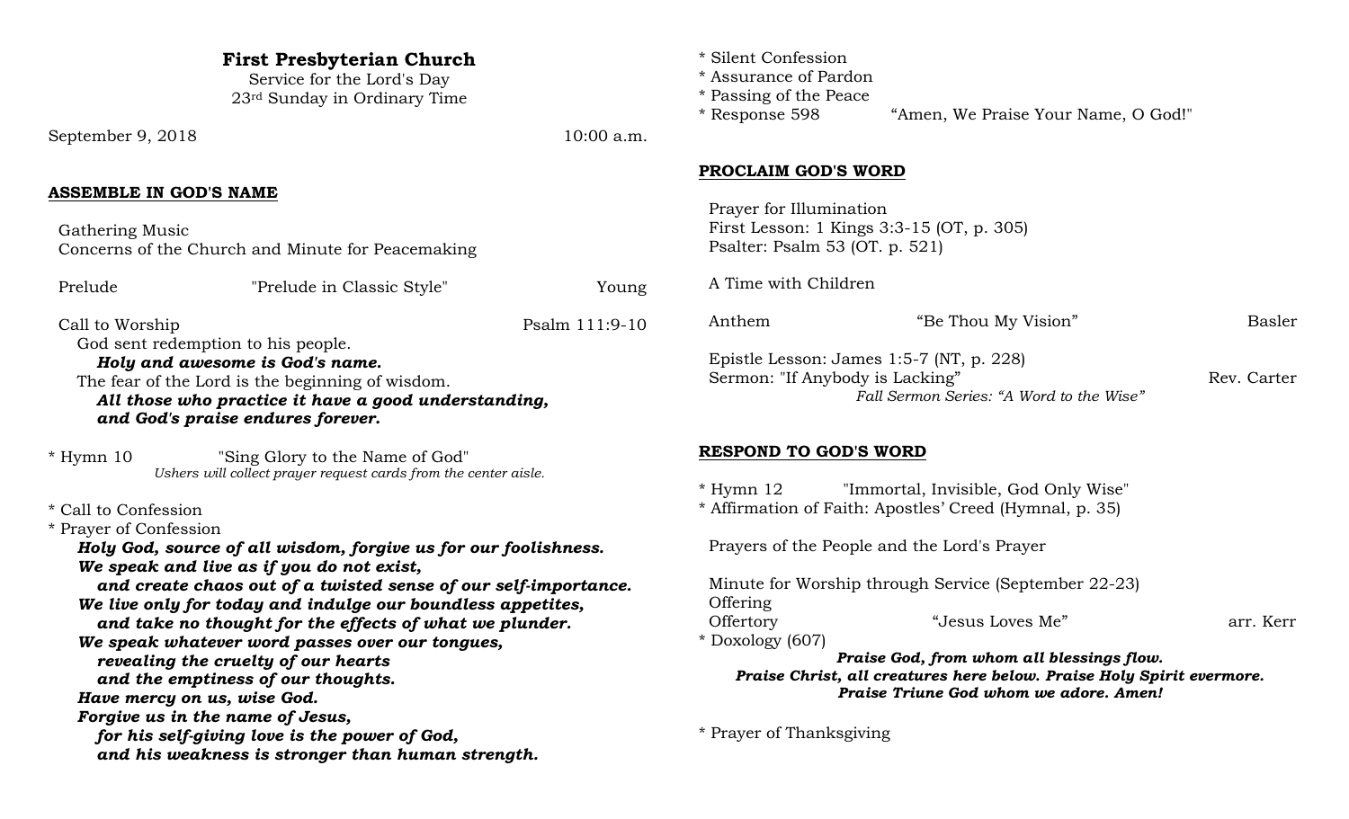# First Presbyterian Church

Service for the Lord's Day
23rd Sunday in Ordinary Time

September 9, 2018 10:00 a.m.

## ASSEMBLE IN GOD'S NAME

Gathering Music
Concerns of the Church and Minute for Peacemaking

Prelude "Prelude in Classic Style" Young

Call to Worship Psalm 111:9-10
God sent redemption to his people.
***Holy and awesome is God's name.***
The fear of the Lord is the beginning of wisdom.
***All those who practice it have a good understanding,***
***and God's praise endures forever.***

* Hymn 10 "Sing Glory to the Name of God"
*Ushers will collect prayer request cards from the center aisle.*

* Call to Confession
* Prayer of Confession
***Holy God, source of all wisdom, forgive us for our foolishness.***
***We speak and live as if you do not exist,***
***and create chaos out of a twisted sense of our self-importance.***
***We live only for today and indulge our boundless appetites,***
***and take no thought for the effects of what we plunder.***
***We speak whatever word passes over our tongues,***
***revealing the cruelty of our hearts***
***and the emptiness of our thoughts.***
***Have mercy on us, wise God.***
***Forgive us in the name of Jesus,***
***for his self-giving love is the power of God,***
***and his weakness is stronger than human strength.***

* Silent Confession
* Assurance of Pardon
* Passing of the Peace
* Response 598 "Amen, We Praise Your Name, O God!"

## PROCLAIM GOD'S WORD

Prayer for Illumination
First Lesson: 1 Kings 3:3-15 (OT, p. 305)
Psalter: Psalm 53 (OT. p. 521)

A Time with Children

Anthem "Be Thou My Vision" Basler

Epistle Lesson: James 1:5-7 (NT, p. 228)
Sermon: "If Anybody is Lacking" Rev. Carter
*Fall Sermon Series: "A Word to the Wise"*

## RESPOND TO GOD'S WORD

* Hymn 12 "Immortal, Invisible, God Only Wise"
* Affirmation of Faith: Apostles' Creed (Hymnal, p. 35)

Prayers of the People and the Lord's Prayer

Minute for Worship through Service (September 22-23)
Offering
Offertory "Jesus Loves Me" arr. Kerr
* Doxology (607)
***Praise God, from whom all blessings flow.***
***Praise Christ, all creatures here below. Praise Holy Spirit evermore.***
***Praise Triune God whom we adore. Amen!***

* Prayer of Thanksgiving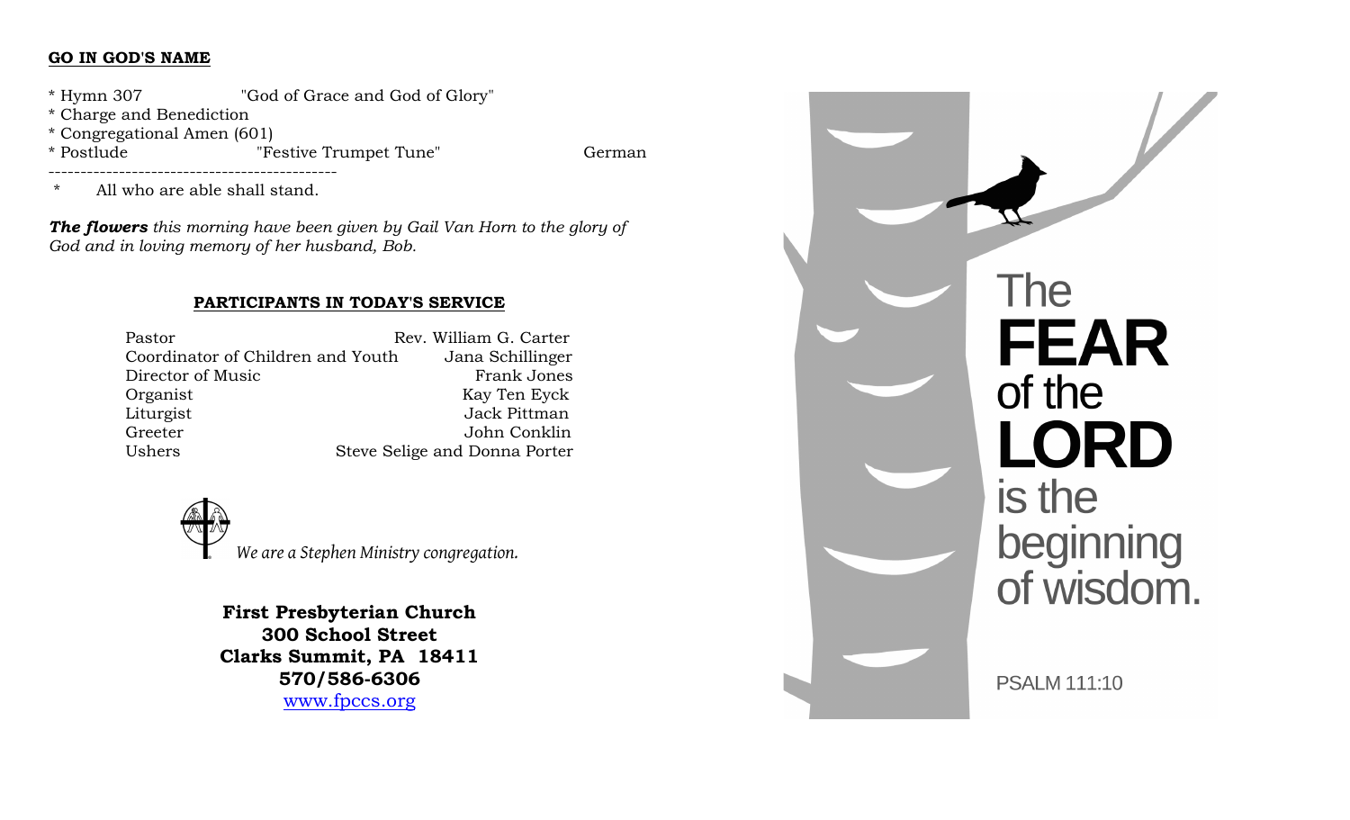**GO IN GOD'S NAME**

* Hymn 307 "God of Grace and God of Glory"
* Charge and Benediction
* Congregational Amen (601)
* Postlude "Festive Trumpet Tune" German

---

\* All who are able shall stand.

***The flowers*** *this morning have been given by Gail Van Horn to the glory of God and in loving memory of her husband, Bob.*

**PARTICIPANTS IN TODAY'S SERVICE**

| | |
|---|---|
| Pastor | Rev. William G. Carter |
| Coordinator of Children and Youth | Jana Schillinger |
| Director of Music | Frank Jones |
| Organist | Kay Ten Eyck |
| Liturgist | Jack Pittman |
| Greeter | John Conklin |
| Ushers | Steve Selige and Donna Porter |

*We are a Stephen Ministry congregation.*

**First Presbyterian Church**
**300 School Street**
**Clarks Summit, PA 18411**
**570/586-6306**
www.fpccs.org

The **FEAR** of the **LORD** is the beginning of wisdom.

PSALM 111:10